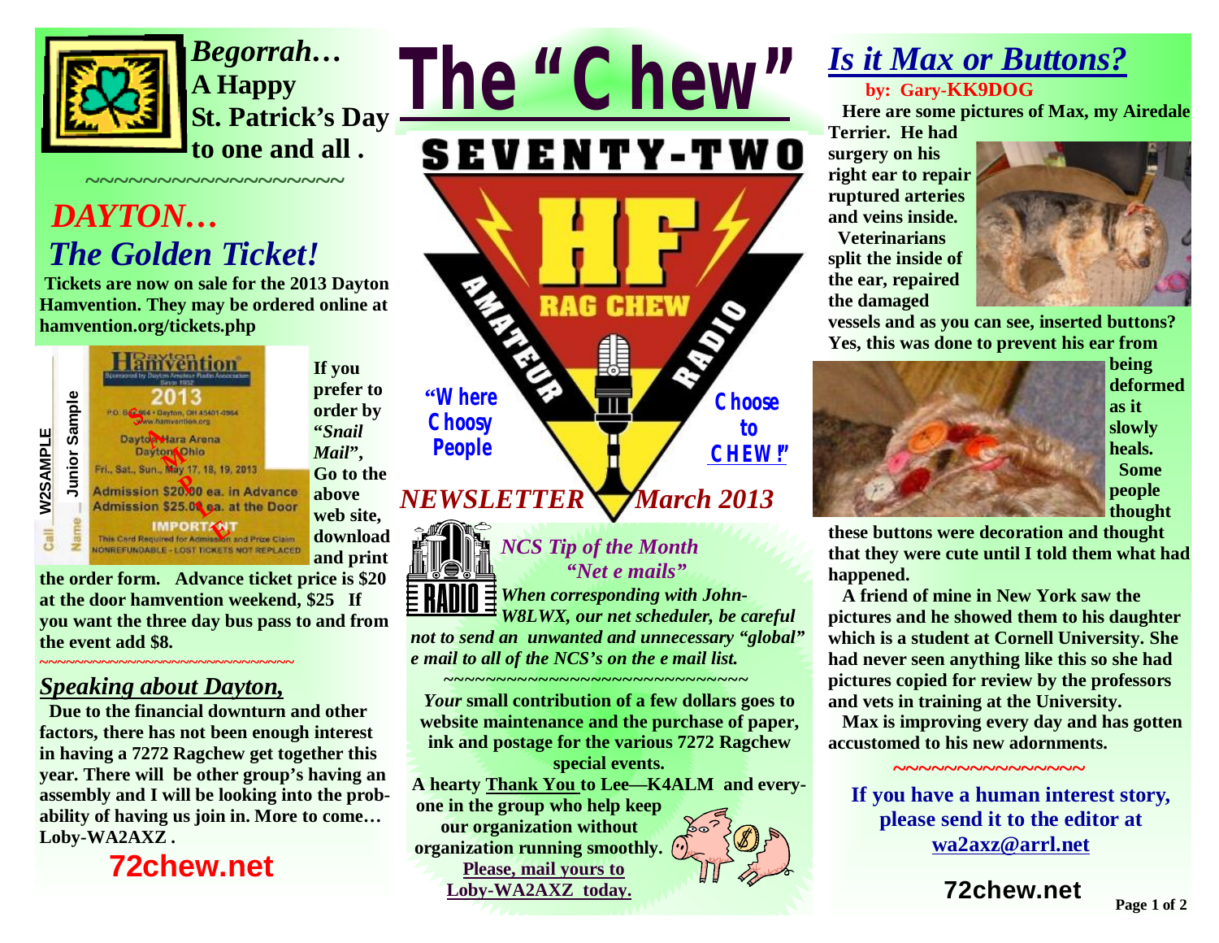*Begorrah…*
**A Happy St. Patrick's Day to one and all .**

~~~~~~~~~~~~~~~~~~~

# The "Chew"

SEVENTY-TWO

HF AMATEUR RAG CHEW RADIO

"Where Choosy People Choose to CHEW!"

*NEWSLETTER* *March 2013*

## *DAYTON…*
## *The Golden Ticket!*

**Tickets are now on sale for the 2013 Dayton Hamvention. They may be ordered online at hamvention.org/tickets.php**

**If you prefer to order by "*Snail Mail*", Go to the above web site, download and print the order form. Advance ticket price is $20 at the door hamvention weekend, $25 If you want the three day bus pass to and from the event add $8.**

~~~~~~~~~~~~~~~~~~~~~~~~~~~~~~~~

## *Speaking about Dayton,*

**Due to the financial downturn and other factors, there has not been enough interest in having a 7272 Ragchew get together this year. There will be other group's having an assembly and I will be looking into the probability of having us join in. More to come… Loby-WA2AXZ .**

**72chew.net**

### *NCS Tip of the Month*
### *"Net e mails"*

***When corresponding with John-W8LWX, our net scheduler, be careful not to send an unwanted and unnecessary "global" e mail to all of the NCS's on the e mail list.***

~~~~~~~~~~~~~~~~~~~~~~~~~~~~~~

***Your*** **small contribution of a few dollars goes to website maintenance and the purchase of paper, ink and postage for the various 7272 Ragchew special events.**

**A hearty Thank You to Lee—K4ALM and everyone in the group who help keep our organization without organization running smoothly.**

**Please, mail yours to Loby-WA2AXZ today.**

## *Is it Max or Buttons?*

**by: Gary-KK9DOG**

**Here are some pictures of Max, my Airedale Terrier. He had surgery on his right ear to repair ruptured arteries and veins inside.**

**Veterinarians split the inside of the ear, repaired the damaged vessels and as you can see, inserted buttons? Yes, this was done to prevent his ear from being deformed as it slowly heals.**

**Some people thought these buttons were decoration and thought that they were cute until I told them what had happened.**

**A friend of mine in New York saw the pictures and he showed them to his daughter which is a student at Cornell University. She had never seen anything like this so she had pictures copied for review by the professors and vets in training at the University.**

**Max is improving every day and has gotten accustomed to his new adornments.**

~~~~~~~~~~~~~~~~

**If you have a human interest story, please send it to the editor at wa2axz@arrl.net**

**72chew.net**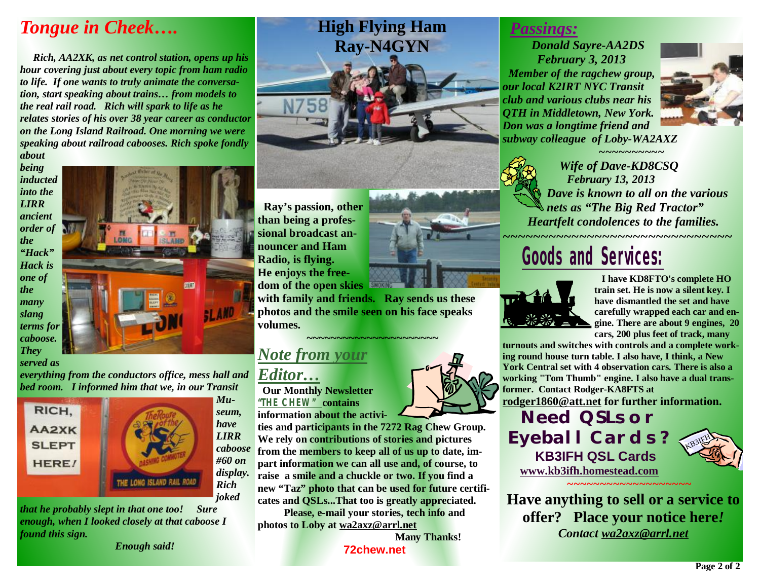# *Tongue in Cheek….*

***Rich, AA2XK, as net control station, opens up his hour covering just about every topic from ham radio to life. If one wants to truly animate the conversation, start speaking about trains… from models to the real rail road. Rich will spark to life as he relates stories of his over 38 year career as conductor on the Long Island Railroad. One morning we were speaking about railroad cabooses. Rich spoke fondly about being inducted into the LIRR ancient order of the "Hack" Hack is one of the many slang terms for caboose. They served as everything from the conductors office, mess hall and bed room. I informed him that we, in our Transit Museum, have LIRR caboose #60 on display. Rich joked that he probably slept in that one too! Sure enough, when I looked closely at that caboose I found this sign.***

***Enough said!***

# High Flying Ham Ray-N4GYN

**Ray's passion, other than being a professional broadcast announcer and Ham Radio, is flying. He enjoys the freedom of the open skies with family and friends. Ray sends us these photos and the smile seen on his face speaks volumes.**

~~~~~~~~~~~~~~~~~~~~~

## *Note from your Editor…*

**Our Monthly Newsletter "THE CHEW" contains information about the activities and participants in the 7272 Rag Chew Group. We rely on contributions of stories and pictures from the members to keep all of us up to date, impart information we can all use and, of course, to raise a smile and a chuckle or two. If you find a new "Taz" photo that can be used for future certificates and QSLs...That too is greatly appreciated.**

**Please, e-mail your stories, tech info and photos to Loby at wa2axz@arrl.net**

**Many Thanks!**

**72chew.net**

## *Passings:*

***Donald Sayre-AA2DS***
***February 3, 2013***
***Member of the ragchew group, our local K2IRT NYC Transit club and various clubs near his QTH in Middletown, New York. Don was a longtime friend and subway colleague of Loby-WA2AXZ***

~~~~~~~~~~

***Wife of Dave-KD8CSQ***
***February 13, 2013***
***Dave is known to all on the various nets as "The Big Red Tractor"***
***Heartfelt condolences to the families.***

~~~~~~~~~~~~~~~~~~~~~~~~~~~~~~~~

## Goods and Services:

**I have KD8FTO's complete HO train set. He is now a silent key. I have dismantled the set and have carefully wrapped each car and engine. There are about 9 engines, 20 cars, 200 plus feet of track, many turnouts and switches with controls and a complete working round house turn table. I also have, I think, a New York Central set with 4 observation cars. There is also a working "Tom Thumb" engine. I also have a dual transformer. Contact Rodger-KA8FTS at rodger1860@att.net for further information.**

## Need QSLs or Eyeball Cards?

**KB3IFH QSL Cards**
**www.kb3ifh.homestead.com**

~~~~~~~~~~~~~~~~~~

**Have anything to sell or a service to offer? Place your notice here!**
***Contact wa2axz@arrl.net***